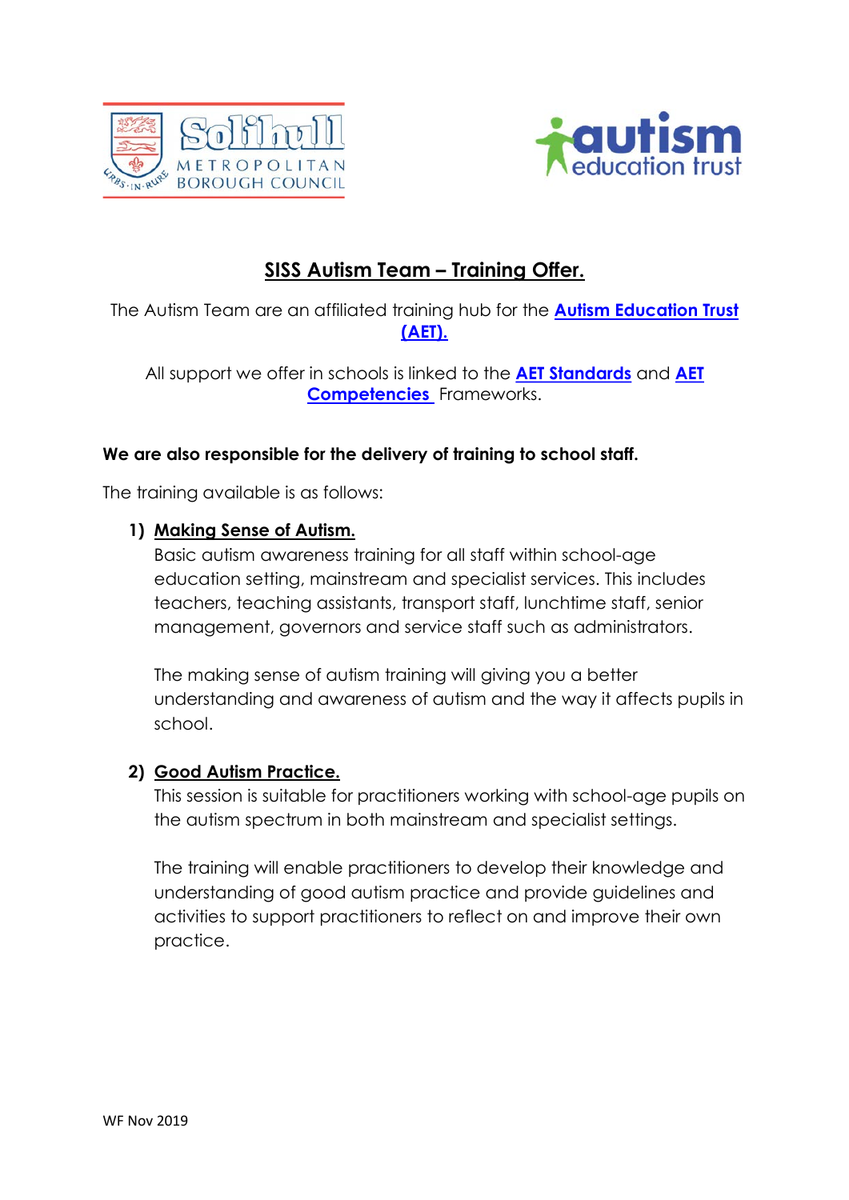## SISS Autism Team – Training Offer.

The Autism Team are an affiliated training hub for the **Autism Education Trust (AET).**

All support we offer in schools is linked to the **AET Standards** and **AET Competencies** Frameworks.

**We are also responsible for the delivery of training to school staff.**

The training available is as follows:

1) **Making Sense of Autism.**

   Basic autism awareness training for all staff within school-age education setting, mainstream and specialist services. This includes teachers, teaching assistants, transport staff, lunchtime staff, senior management, governors and service staff such as administrators.

   The making sense of autism training will giving you a better understanding and awareness of autism and the way it affects pupils in school.

2) **Good Autism Practice.**

   This session is suitable for practitioners working with school-age pupils on the autism spectrum in both mainstream and specialist settings.

   The training will enable practitioners to develop their knowledge and understanding of good autism practice and provide guidelines and activities to support practitioners to reflect on and improve their own practice.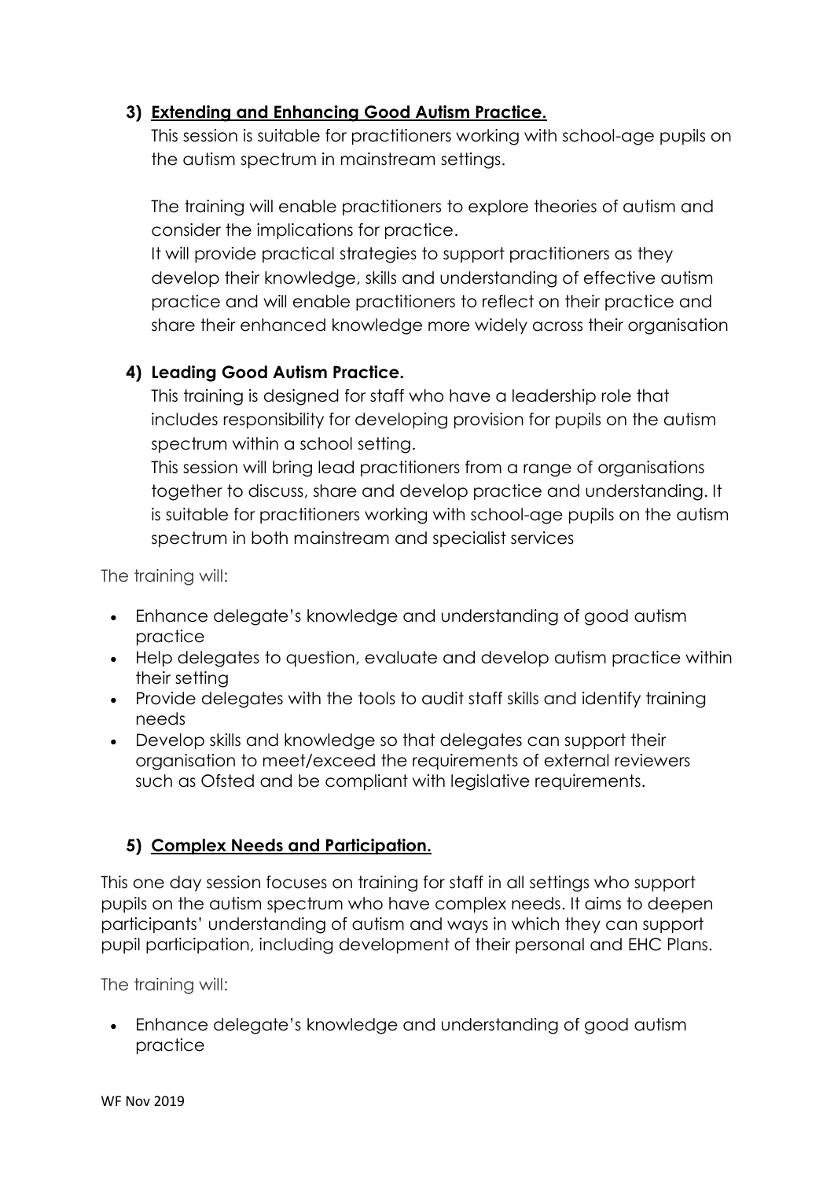3) **Extending and Enhancing Good Autism Practice.**

   This session is suitable for practitioners working with school-age pupils on the autism spectrum in mainstream settings.

   The training will enable practitioners to explore theories of autism and consider the implications for practice.
   It will provide practical strategies to support practitioners as they develop their knowledge, skills and understanding of effective autism practice and will enable practitioners to reflect on their practice and share their enhanced knowledge more widely across their organisation

4) **Leading Good Autism Practice.**

   This training is designed for staff who have a leadership role that includes responsibility for developing provision for pupils on the autism spectrum within a school setting.
   This session will bring lead practitioners from a range of organisations together to discuss, share and develop practice and understanding. It is suitable for practitioners working with school-age pupils on the autism spectrum in both mainstream and specialist services

The training will:

- Enhance delegate's knowledge and understanding of good autism practice
- Help delegates to question, evaluate and develop autism practice within their setting
- Provide delegates with the tools to audit staff skills and identify training needs
- Develop skills and knowledge so that delegates can support their organisation to meet/exceed the requirements of external reviewers such as Ofsted and be compliant with legislative requirements.

5) **Complex Needs and Participation.**

This one day session focuses on training for staff in all settings who support pupils on the autism spectrum who have complex needs. It aims to deepen participants' understanding of autism and ways in which they can support pupil participation, including development of their personal and EHC Plans.

The training will:

- Enhance delegate's knowledge and understanding of good autism practice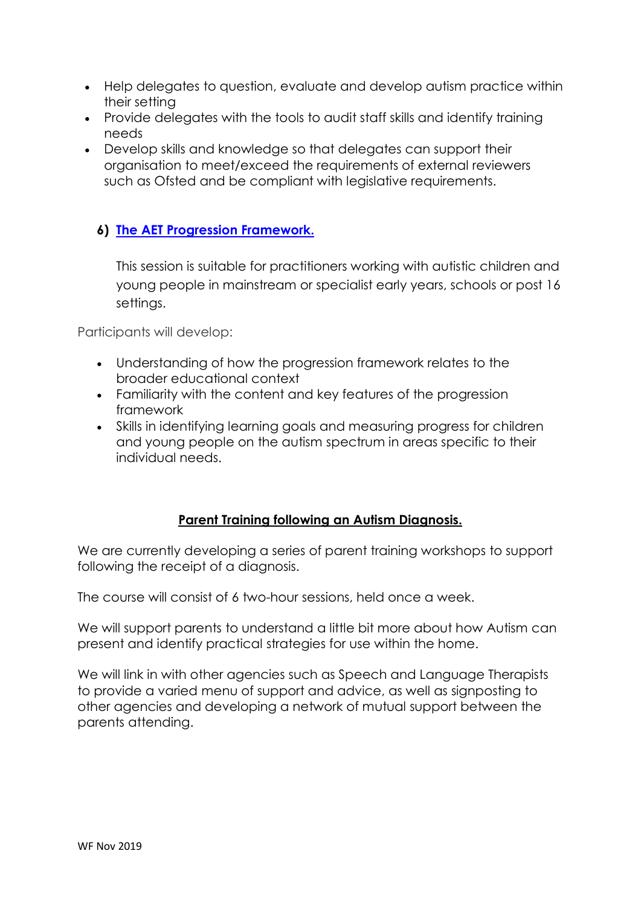- Help delegates to question, evaluate and develop autism practice within their setting
- Provide delegates with the tools to audit staff skills and identify training needs
- Develop skills and knowledge so that delegates can support their organisation to meet/exceed the requirements of external reviewers such as Ofsted and be compliant with legislative requirements.

### 6) The AET Progression Framework.

This session is suitable for practitioners working with autistic children and young people in mainstream or specialist early years, schools or post 16 settings.

Participants will develop:

- Understanding of how the progression framework relates to the broader educational context
- Familiarity with the content and key features of the progression framework
- Skills in identifying learning goals and measuring progress for children and young people on the autism spectrum in areas specific to their individual needs.

## Parent Training following an Autism Diagnosis.

We are currently developing a series of parent training workshops to support following the receipt of a diagnosis.

The course will consist of 6 two-hour sessions, held once a week.

We will support parents to understand a little bit more about how Autism can present and identify practical strategies for use within the home.

We will link in with other agencies such as Speech and Language Therapists to provide a varied menu of support and advice, as well as signposting to other agencies and developing a network of mutual support between the parents attending.